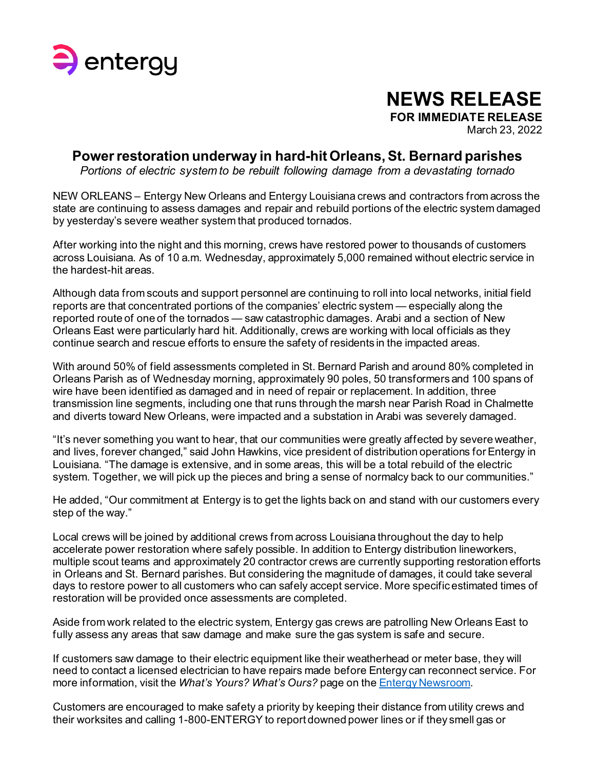entergy

# NEWS RELEASE

**FOR IMMEDIATE RELEASE**

March 23, 2022

## Power restoration underway in hard-hit Orleans, St. Bernard parishes

*Portions of electric system to be rebuilt following damage from a devastating tornado*

NEW ORLEANS – Entergy New Orleans and Entergy Louisiana crews and contractors from across the state are continuing to assess damages and repair and rebuild portions of the electric system damaged by yesterday's severe weather system that produced tornados.

After working into the night and this morning, crews have restored power to thousands of customers across Louisiana. As of 10 a.m. Wednesday, approximately 5,000 remained without electric service in the hardest-hit areas.

Although data from scouts and support personnel are continuing to roll into local networks, initial field reports are that concentrated portions of the companies' electric system — especially along the reported route of one of the tornados — saw catastrophic damages. Arabi and a section of New Orleans East were particularly hard hit. Additionally, crews are working with local officials as they continue search and rescue efforts to ensure the safety of residents in the impacted areas.

With around 50% of field assessments completed in St. Bernard Parish and around 80% completed in Orleans Parish as of Wednesday morning, approximately 90 poles, 50 transformers and 100 spans of wire have been identified as damaged and in need of repair or replacement. In addition, three transmission line segments, including one that runs through the marsh near Parish Road in Chalmette and diverts toward New Orleans, were impacted and a substation in Arabi was severely damaged.

"It's never something you want to hear, that our communities were greatly affected by severe weather, and lives, forever changed," said John Hawkins, vice president of distribution operations for Entergy in Louisiana. "The damage is extensive, and in some areas, this will be a total rebuild of the electric system. Together, we will pick up the pieces and bring a sense of normalcy back to our communities."

He added, "Our commitment at Entergy is to get the lights back on and stand with our customers every step of the way."

Local crews will be joined by additional crews from across Louisiana throughout the day to help accelerate power restoration where safely possible. In addition to Entergy distribution lineworkers, multiple scout teams and approximately 20 contractor crews are currently supporting restoration efforts in Orleans and St. Bernard parishes. But considering the magnitude of damages, it could take several days to restore power to all customers who can safely accept service. More specific estimated times of restoration will be provided once assessments are completed.

Aside from work related to the electric system, Entergy gas crews are patrolling New Orleans East to fully assess any areas that saw damage and make sure the gas system is safe and secure.

If customers saw damage to their electric equipment like their weatherhead or meter base, they will need to contact a licensed electrician to have repairs made before Entergy can reconnect service. For more information, visit the *What's Yours? What's Ours?* page on the Entergy Newsroom.

Customers are encouraged to make safety a priority by keeping their distance from utility crews and their worksites and calling 1-800-ENTERGY to report downed power lines or if they smell gas or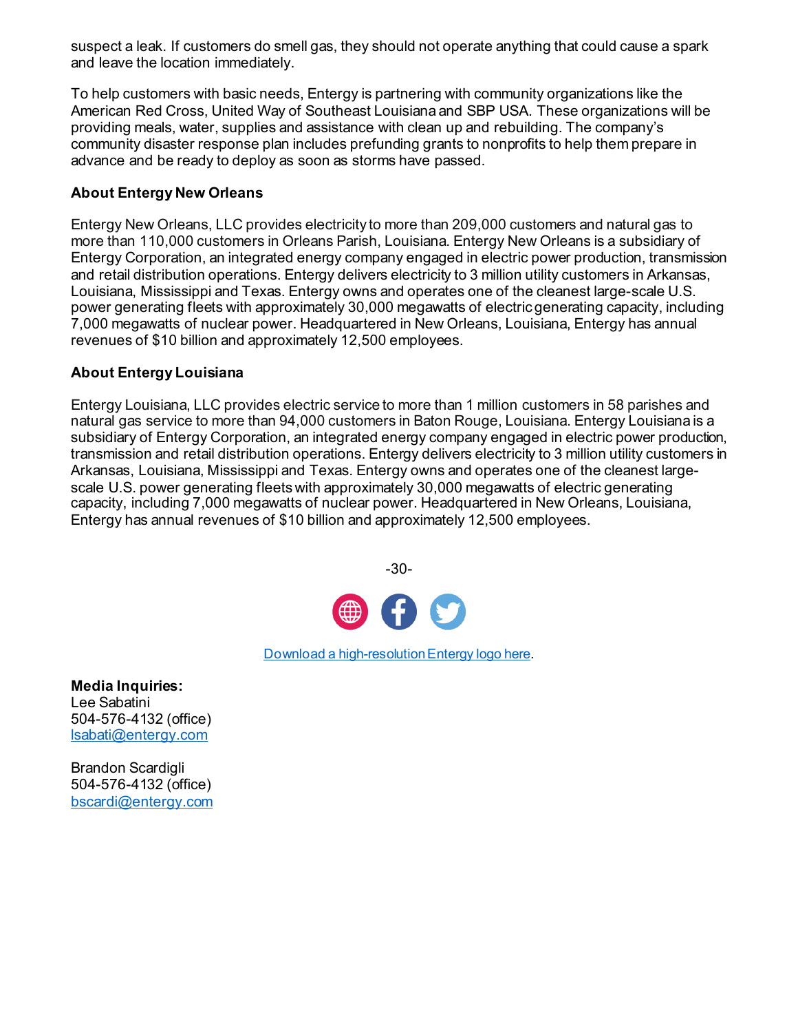suspect a leak. If customers do smell gas, they should not operate anything that could cause a spark and leave the location immediately.

To help customers with basic needs, Entergy is partnering with community organizations like the American Red Cross, United Way of Southeast Louisiana and SBP USA. These organizations will be providing meals, water, supplies and assistance with clean up and rebuilding. The company's community disaster response plan includes prefunding grants to nonprofits to help them prepare in advance and be ready to deploy as soon as storms have passed.

**About Entergy New Orleans**

Entergy New Orleans, LLC provides electricity to more than 209,000 customers and natural gas to more than 110,000 customers in Orleans Parish, Louisiana. Entergy New Orleans is a subsidiary of Entergy Corporation, an integrated energy company engaged in electric power production, transmission and retail distribution operations. Entergy delivers electricity to 3 million utility customers in Arkansas, Louisiana, Mississippi and Texas. Entergy owns and operates one of the cleanest large-scale U.S. power generating fleets with approximately 30,000 megawatts of electric generating capacity, including 7,000 megawatts of nuclear power. Headquartered in New Orleans, Louisiana, Entergy has annual revenues of $10 billion and approximately 12,500 employees.

**About Entergy Louisiana**

Entergy Louisiana, LLC provides electric service to more than 1 million customers in 58 parishes and natural gas service to more than 94,000 customers in Baton Rouge, Louisiana. Entergy Louisiana is a subsidiary of Entergy Corporation, an integrated energy company engaged in electric power production, transmission and retail distribution operations. Entergy delivers electricity to 3 million utility customers in Arkansas, Louisiana, Mississippi and Texas. Entergy owns and operates one of the cleanest large-scale U.S. power generating fleets with approximately 30,000 megawatts of electric generating capacity, including 7,000 megawatts of nuclear power. Headquartered in New Orleans, Louisiana, Entergy has annual revenues of $10 billion and approximately 12,500 employees.

-30-

Download a high-resolution Entergy logo here.

**Media Inquiries:**
Lee Sabatini
504-576-4132 (office)
lsabati@entergy.com

Brandon Scardigli
504-576-4132 (office)
bscardi@entergy.com